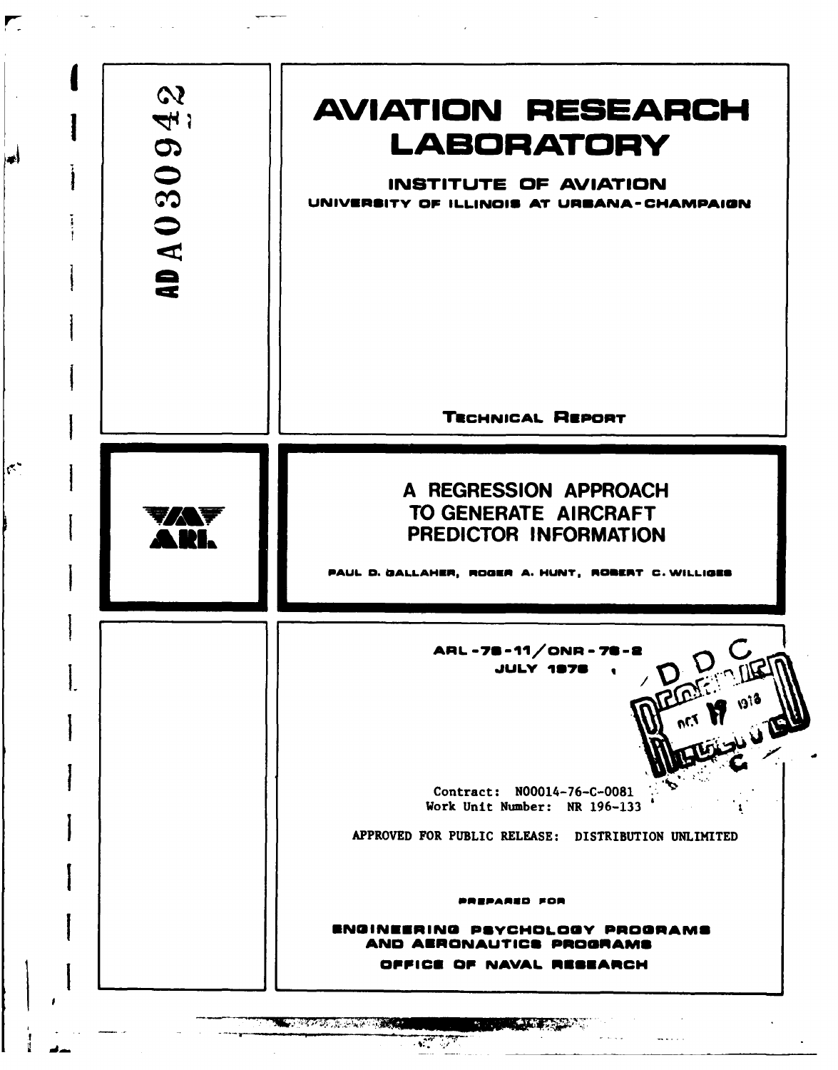AD A030942

# AVIATION RESEARCH LABORATORY

## INSTITUTE OF AVIATION

UNIVERSITY OF ILLINOIS AT URBANA-CHAMPAIGN

TECHNICAL REPORT

# A REGRESSION APPROACH TO GENERATE AIRCRAFT PREDICTOR INFORMATION

PAUL D. GALLAHER, ROGER A. HUNT, ROBERT C. WILLIGES

ARL-76-11/ONR-76-2
JULY 1976

Contract: N00014-76-C-0081
Work Unit Number: NR 196-133

APPROVED FOR PUBLIC RELEASE: DISTRIBUTION UNLIMITED

PREPARED FOR

ENGINEERING PSYCHOLOGY PROGRAMS
AND AERONAUTICS PROGRAMS
OFFICE OF NAVAL RESEARCH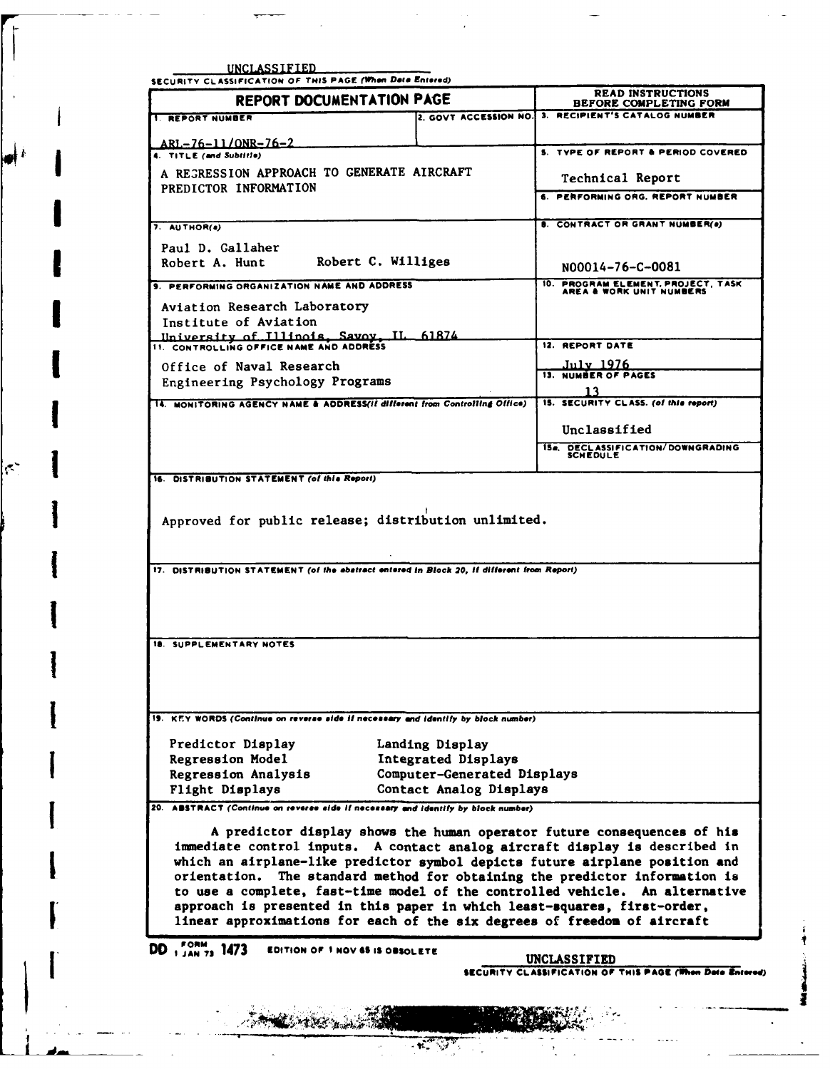UNCLASSIFIED

SECURITY CLASSIFICATION OF THIS PAGE (When Data Entered)

| REPORT DOCUMENTATION PAGE | | READ INSTRUCTIONS BEFORE COMPLETING FORM |
|---|---|---|
| 1. REPORT NUMBER<br>ARL-76-11/ONR-76-2 | 2. GOVT ACCESSION NO. | 3. RECIPIENT'S CATALOG NUMBER |
| 4. TITLE (and Subtitle)<br>A REGRESSION APPROACH TO GENERATE AIRCRAFT PREDICTOR INFORMATION | | 5. TYPE OF REPORT & PERIOD COVERED<br>Technical Report |
| | | 6. PERFORMING ORG. REPORT NUMBER |
| 7. AUTHOR(s)<br>Paul D. Gallaher<br>Robert A. Hunt Robert C. Williges | | 8. CONTRACT OR GRANT NUMBER(s)<br>N00014-76-C-0081 |
| 9. PERFORMING ORGANIZATION NAME AND ADDRESS<br>Aviation Research Laboratory<br>Institute of Aviation<br>University of Illinois, Savoy, IL 61874 | | 10. PROGRAM ELEMENT, PROJECT, TASK AREA & WORK UNIT NUMBERS |
| 11. CONTROLLING OFFICE NAME AND ADDRESS<br>Office of Naval Research<br>Engineering Psychology Programs | | 12. REPORT DATE<br>July 1976 |
| | | 13. NUMBER OF PAGES<br>13 |
| 14. MONITORING AGENCY NAME & ADDRESS(if different from Controlling Office) | | 15. SECURITY CLASS. (of this report)<br>Unclassified |
| | | 15a. DECLASSIFICATION/DOWNGRADING SCHEDULE |

16. DISTRIBUTION STATEMENT (of this Report)

Approved for public release; distribution unlimited.

17. DISTRIBUTION STATEMENT (of the abstract entered in Block 20, if different from Report)

18. SUPPLEMENTARY NOTES

19. KEY WORDS (Continue on reverse side if necessary and identify by block number)

| | |
|---|---|
| Predictor Display | Landing Display |
| Regression Model | Integrated Displays |
| Regression Analysis | Computer-Generated Displays |
| Flight Displays | Contact Analog Displays |

20. ABSTRACT (Continue on reverse side if necessary and identify by block number)

A predictor display shows the human operator future consequences of his immediate control inputs. A contact analog aircraft display is described in which an airplane-like predictor symbol depicts future airplane position and orientation. The standard method for obtaining the predictor information is to use a complete, fast-time model of the controlled vehicle. An alternative approach is presented in this paper in which least-squares, first-order, linear approximations for each of the six degrees of freedom of aircraft

DD FORM 1 JAN 73 1473 EDITION OF 1 NOV 65 IS OBSOLETE

UNCLASSIFIED

SECURITY CLASSIFICATION OF THIS PAGE (When Data Entered)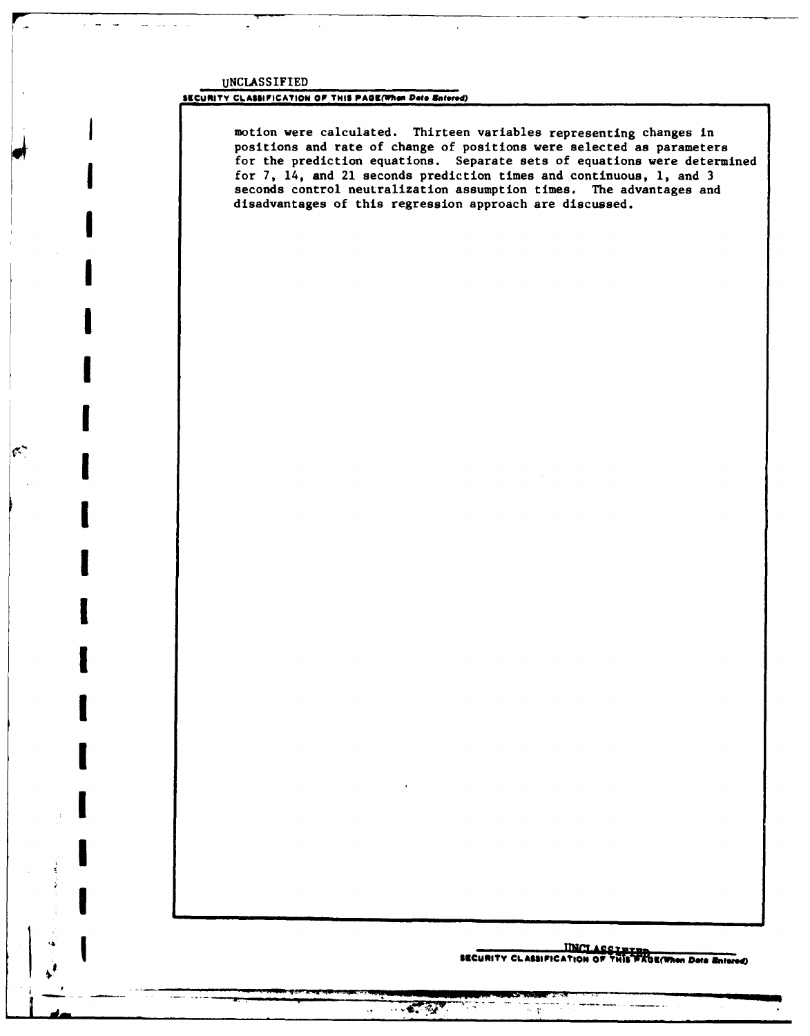motion were calculated. Thirteen variables representing changes in positions and rate of change of positions were selected as parameters for the prediction equations. Separate sets of equations were determined for 7, 14, and 21 seconds prediction times and continuous, 1, and 3 seconds control neutralization assumption times. The advantages and disadvantages of this regression approach are discussed.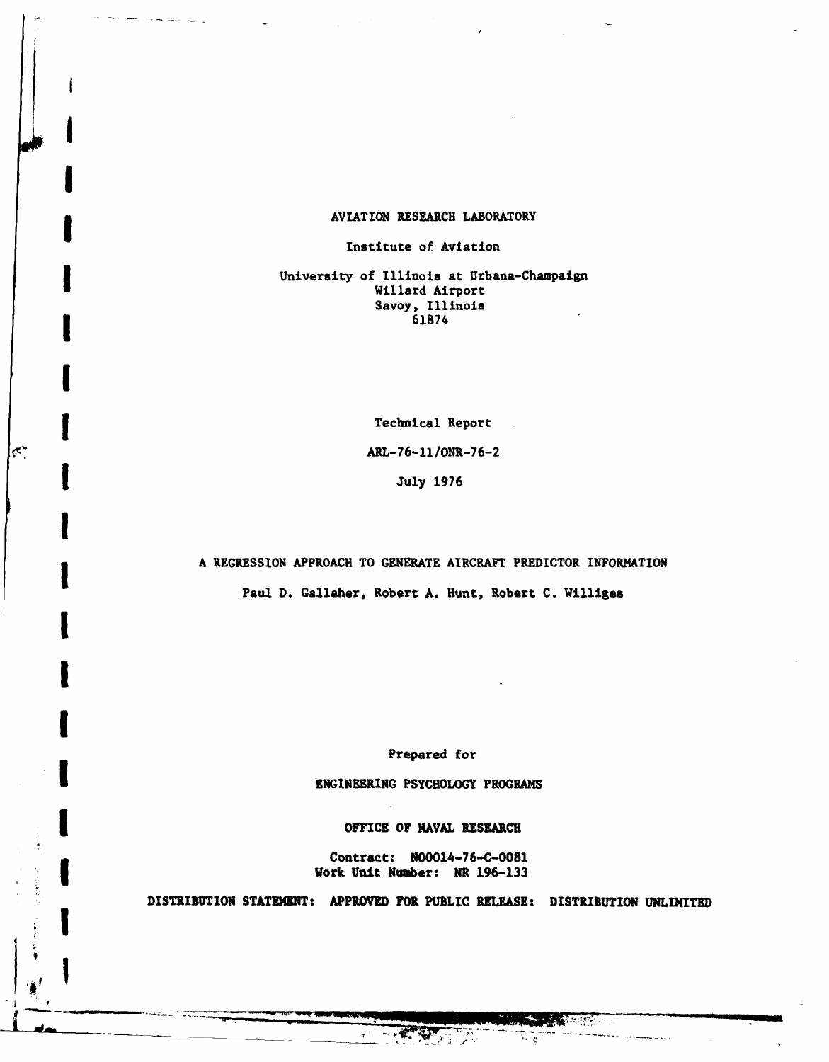AVIATION RESEARCH LABORATORY

Institute of Aviation

University of Illinois at Urbana-Champaign
Willard Airport
Savoy, Illinois
61874

Technical Report

ARL-76-11/ONR-76-2

July 1976

A REGRESSION APPROACH TO GENERATE AIRCRAFT PREDICTOR INFORMATION

Paul D. Gallaher, Robert A. Hunt, Robert C. Williges

Prepared for

ENGINEERING PSYCHOLOGY PROGRAMS

OFFICE OF NAVAL RESEARCH

Contract: N00014-76-C-0081
Work Unit Number: NR 196-133

DISTRIBUTION STATEMENT: APPROVED FOR PUBLIC RELEASE: DISTRIBUTION UNLIMITED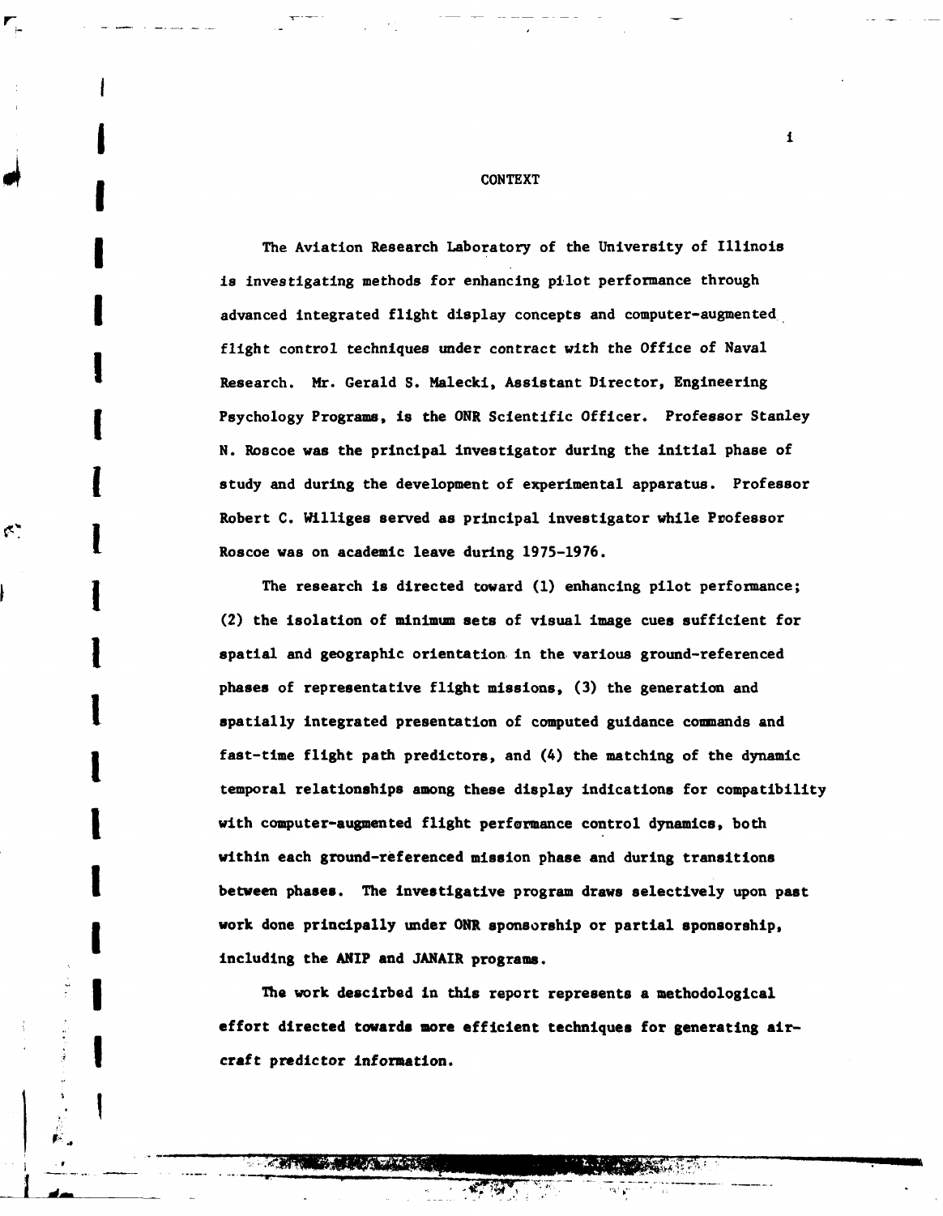# CONTEXT

The Aviation Research Laboratory of the University of Illinois is investigating methods for enhancing pilot performance through advanced integrated flight display concepts and computer-augmented flight control techniques under contract with the Office of Naval Research. Mr. Gerald S. Malecki, Assistant Director, Engineering Psychology Programs, is the ONR Scientific Officer. Professor Stanley N. Roscoe was the principal investigator during the initial phase of study and during the development of experimental apparatus. Professor Robert C. Williges served as principal investigator while Professor Roscoe was on academic leave during 1975-1976.

The research is directed toward (1) enhancing pilot performance; (2) the isolation of minimum sets of visual image cues sufficient for spatial and geographic orientation in the various ground-referenced phases of representative flight missions, (3) the generation and spatially integrated presentation of computed guidance commands and fast-time flight path predictors, and (4) the matching of the dynamic temporal relationships among these display indications for compatibility with computer-augmented flight performance control dynamics, both within each ground-referenced mission phase and during transitions between phases. The investigative program draws selectively upon past work done principally under ONR sponsorship or partial sponsorship, including the ANIP and JANAIR programs.

The work descirbed in this report represents a methodological effort directed towards more efficient techniques for generating aircraft predictor information.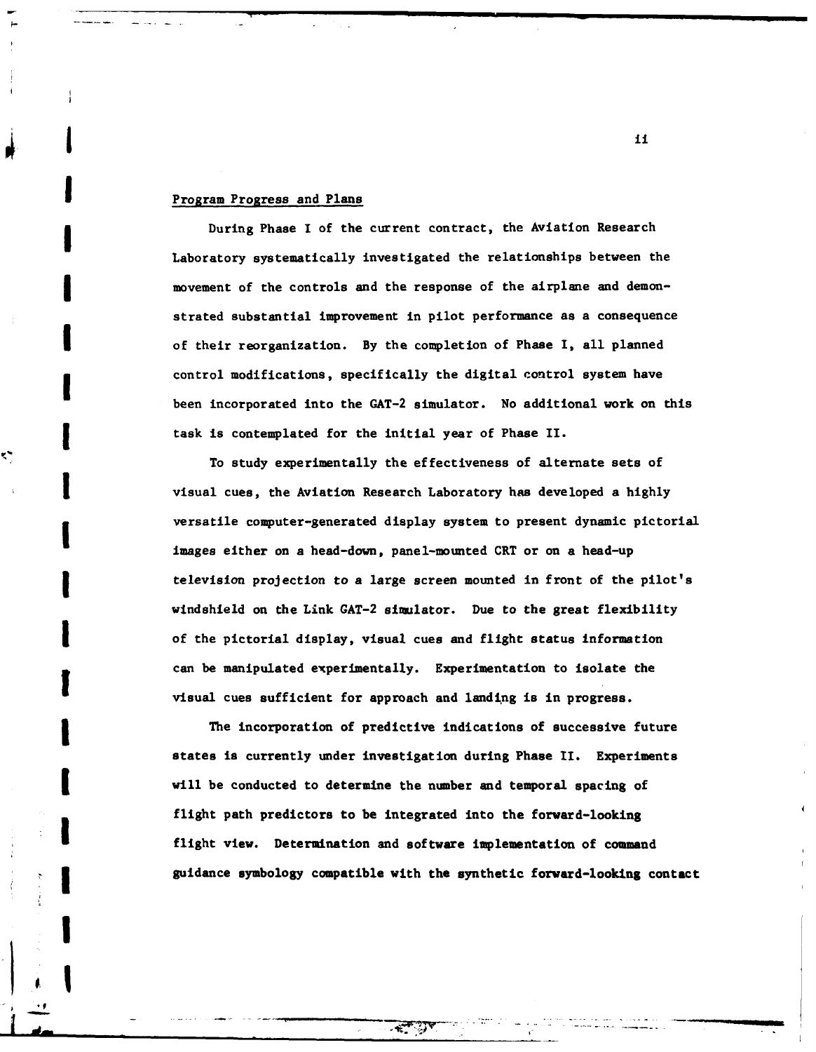## Program Progress and Plans

During Phase I of the current contract, the Aviation Research Laboratory systematically investigated the relationships between the movement of the controls and the response of the airplane and demonstrated substantial improvement in pilot performance as a consequence of their reorganization. By the completion of Phase I, all planned control modifications, specifically the digital control system have been incorporated into the GAT-2 simulator. No additional work on this task is contemplated for the initial year of Phase II.

To study experimentally the effectiveness of alternate sets of visual cues, the Aviation Research Laboratory has developed a highly versatile computer-generated display system to present dynamic pictorial images either on a head-down, panel-mounted CRT or on a head-up television projection to a large screen mounted in front of the pilot's windshield on the Link GAT-2 simulator. Due to the great flexibility of the pictorial display, visual cues and flight status information can be manipulated experimentally. Experimentation to isolate the visual cues sufficient for approach and landing is in progress.

The incorporation of predictive indications of successive future states is currently under investigation during Phase II. Experiments will be conducted to determine the number and temporal spacing of flight path predictors to be integrated into the forward-looking flight view. Determination and software implementation of command guidance symbology compatible with the synthetic forward-looking contact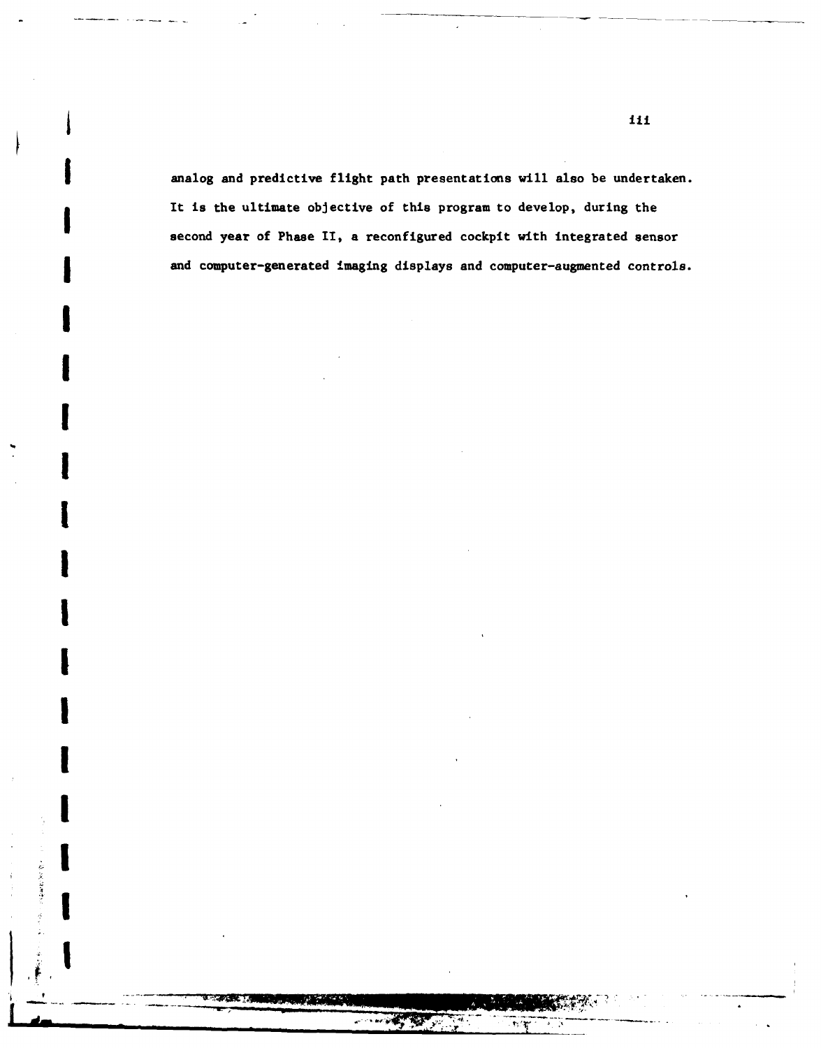analog and predictive flight path presentations will also be undertaken. It is the ultimate objective of this program to develop, during the second year of Phase II, a reconfigured cockpit with integrated sensor and computer-generated imaging displays and computer-augmented controls.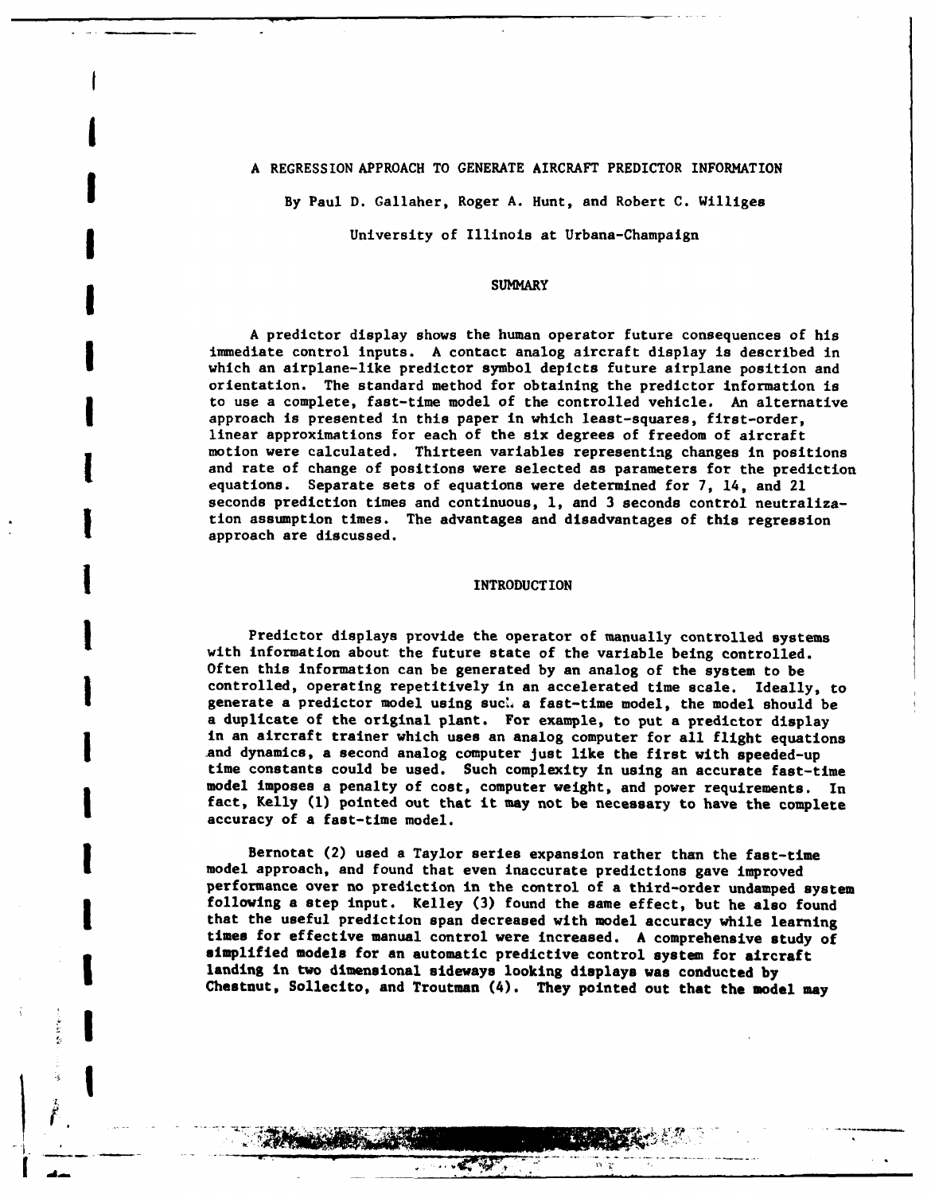# A REGRESSION APPROACH TO GENERATE AIRCRAFT PREDICTOR INFORMATION

By Paul D. Gallaher, Roger A. Hunt, and Robert C. Williges

University of Illinois at Urbana-Champaign

## SUMMARY

A predictor display shows the human operator future consequences of his immediate control inputs. A contact analog aircraft display is described in which an airplane-like predictor symbol depicts future airplane position and orientation. The standard method for obtaining the predictor information is to use a complete, fast-time model of the controlled vehicle. An alternative approach is presented in this paper in which least-squares, first-order, linear approximations for each of the six degrees of freedom of aircraft motion were calculated. Thirteen variables representing changes in positions and rate of change of positions were selected as parameters for the prediction equations. Separate sets of equations were determined for 7, 14, and 21 seconds prediction times and continuous, 1, and 3 seconds control neutralization assumption times. The advantages and disadvantages of this regression approach are discussed.

## INTRODUCTION

Predictor displays provide the operator of manually controlled systems with information about the future state of the variable being controlled. Often this information can be generated by an analog of the system to be controlled, operating repetitively in an accelerated time scale. Ideally, to generate a predictor model using such a fast-time model, the model should be a duplicate of the original plant. For example, to put a predictor display in an aircraft trainer which uses an analog computer for all flight equations and dynamics, a second analog computer just like the first with speeded-up time constants could be used. Such complexity in using an accurate fast-time model imposes a penalty of cost, computer weight, and power requirements. In fact, Kelly (1) pointed out that it may not be necessary to have the complete accuracy of a fast-time model.

Bernotat (2) used a Taylor series expansion rather than the fast-time model approach, and found that even inaccurate predictions gave improved performance over no prediction in the control of a third-order undamped system following a step input. Kelley (3) found the same effect, but he also found that the useful prediction span decreased with model accuracy while learning times for effective manual control were increased. A comprehensive study of simplified models for an automatic predictive control system for aircraft landing in two dimensional sideways looking displays was conducted by Chestnut, Sollecito, and Troutman (4). They pointed out that the model may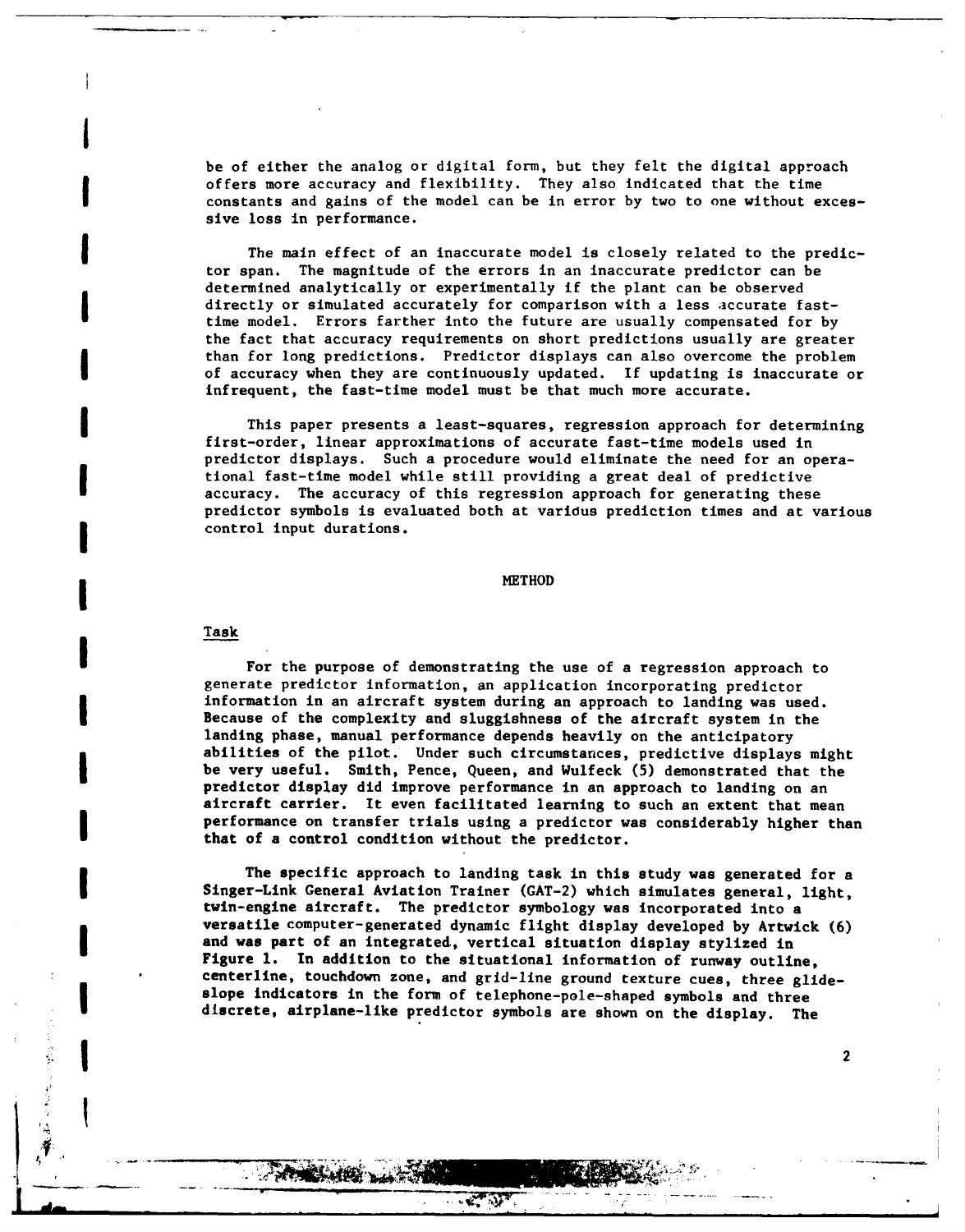be of either the analog or digital form, but they felt the digital approach offers more accuracy and flexibility. They also indicated that the time constants and gains of the model can be in error by two to one without excessive loss in performance.

The main effect of an inaccurate model is closely related to the predictor span. The magnitude of the errors in an inaccurate predictor can be determined analytically or experimentally if the plant can be observed directly or simulated accurately for comparison with a less accurate fast-time model. Errors farther into the future are usually compensated for by the fact that accuracy requirements on short predictions usually are greater than for long predictions. Predictor displays can also overcome the problem of accuracy when they are continuously updated. If updating is inaccurate or infrequent, the fast-time model must be that much more accurate.

This paper presents a least-squares, regression approach for determining first-order, linear approximations of accurate fast-time models used in predictor displays. Such a procedure would eliminate the need for an operational fast-time model while still providing a great deal of predictive accuracy. The accuracy of this regression approach for generating these predictor symbols is evaluated both at various prediction times and at various control input durations.

## METHOD

### Task

For the purpose of demonstrating the use of a regression approach to generate predictor information, an application incorporating predictor information in an aircraft system during an approach to landing was used. Because of the complexity and sluggishness of the aircraft system in the landing phase, manual performance depends heavily on the anticipatory abilities of the pilot. Under such circumstances, predictive displays might be very useful. Smith, Pence, Queen, and Wulfeck (5) demonstrated that the predictor display did improve performance in an approach to landing on an aircraft carrier. It even facilitated learning to such an extent that mean performance on transfer trials using a predictor was considerably higher than that of a control condition without the predictor.

The specific approach to landing task in this study was generated for a Singer-Link General Aviation Trainer (GAT-2) which simulates general, light, twin-engine aircraft. The predictor symbology was incorporated into a versatile computer-generated dynamic flight display developed by Artwick (6) and was part of an integrated, vertical situation display stylized in Figure 1. In addition to the situational information of runway outline, centerline, touchdown zone, and grid-line ground texture cues, three glide-slope indicators in the form of telephone-pole-shaped symbols and three discrete, airplane-like predictor symbols are shown on the display. The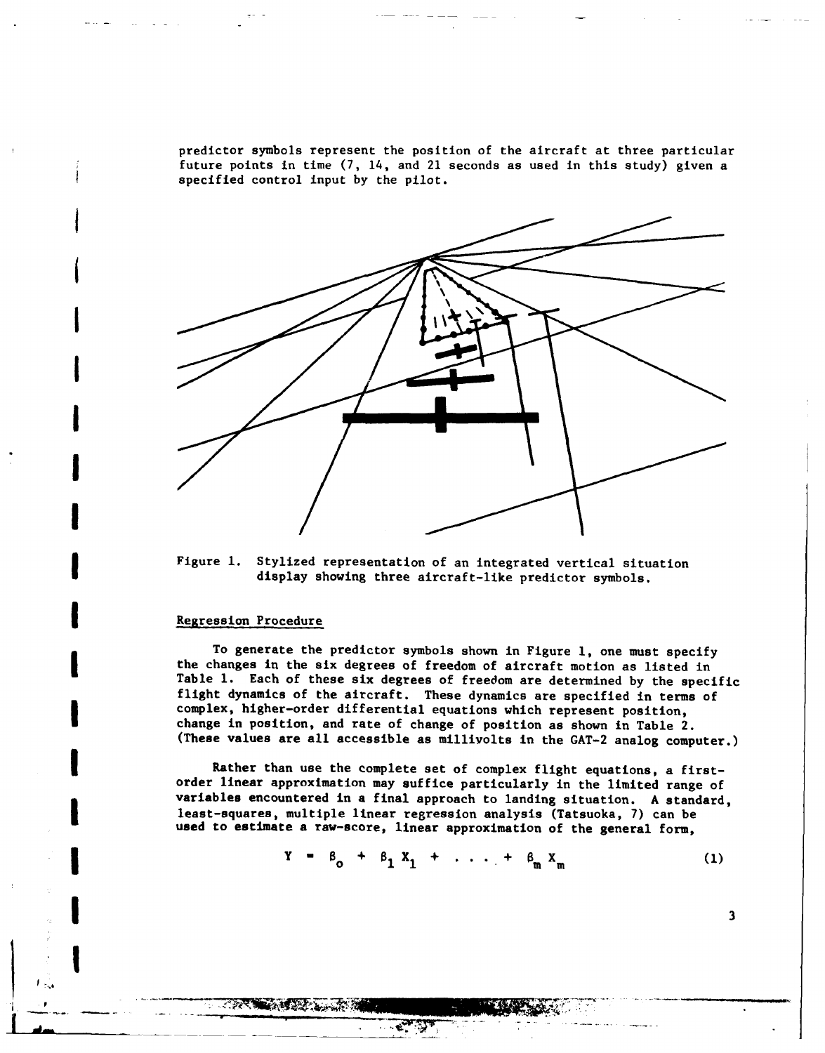predictor symbols represent the position of the aircraft at three particular future points in time (7, 14, and 21 seconds as used in this study) given a specified control input by the pilot.

Figure 1. Stylized representation of an integrated vertical situation display showing three aircraft-like predictor symbols.

## Regression Procedure

To generate the predictor symbols shown in Figure 1, one must specify the changes in the six degrees of freedom of aircraft motion as listed in Table 1. Each of these six degrees of freedom are determined by the specific flight dynamics of the aircraft. These dynamics are specified in terms of complex, higher-order differential equations which represent position, change in position, and rate of change of position as shown in Table 2. (These values are all accessible as millivolts in the GAT-2 analog computer.)

Rather than use the complete set of complex flight equations, a first-order linear approximation may suffice particularly in the limited range of variables encountered in a final approach to landing situation. A standard, least-squares, multiple linear regression analysis (Tatsuoka, 7) can be used to estimate a raw-score, linear approximation of the general form,

$$Y = \beta_o + \beta_1 X_1 + \ldots + \beta_m X_m \qquad (1)$$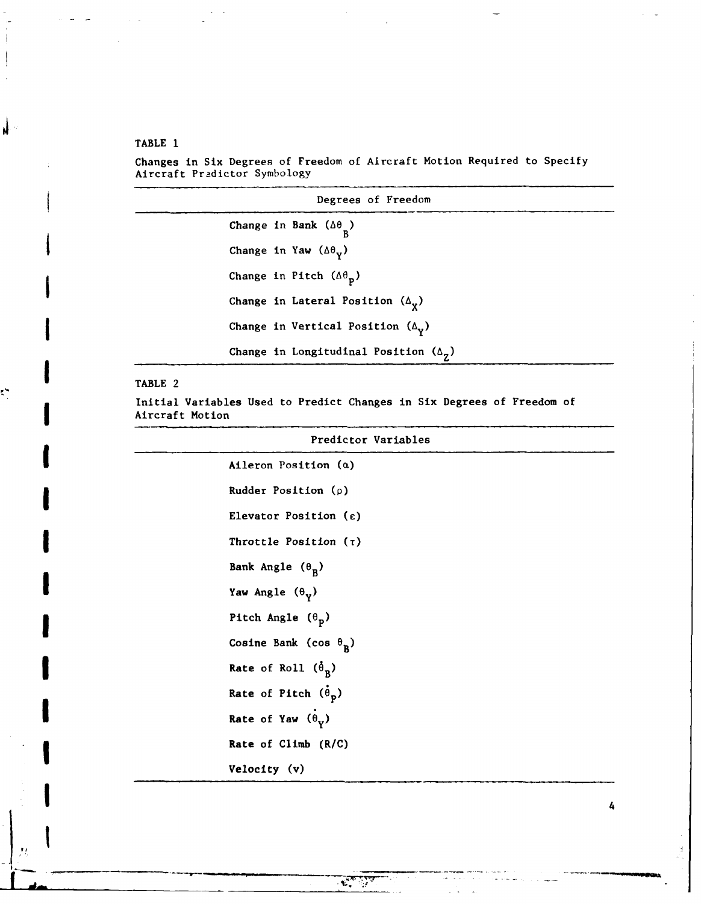TABLE 1

Changes in Six Degrees of Freedom of Aircraft Motion Required to Specify Aircraft Predictor Symbology

| Degrees of Freedom |
|---|
| Change in Bank ($\Delta\theta_B$) |
| Change in Yaw ($\Delta\theta_Y$) |
| Change in Pitch ($\Delta\theta_P$) |
| Change in Lateral Position ($\Delta_X$) |
| Change in Vertical Position ($\Delta_Y$) |
| Change in Longitudinal Position ($\Delta_Z$) |

TABLE 2

Initial Variables Used to Predict Changes in Six Degrees of Freedom of Aircraft Motion

| Predictor Variables |
|---|
| Aileron Position ($\alpha$) |
| Rudder Position ($\rho$) |
| Elevator Position ($\epsilon$) |
| Throttle Position ($\tau$) |
| Bank Angle ($\theta_B$) |
| Yaw Angle ($\theta_Y$) |
| Pitch Angle ($\theta_P$) |
| Cosine Bank ($\cos \theta_B$) |
| Rate of Roll ($\dot{\theta}_B$) |
| Rate of Pitch ($\dot{\theta}_P$) |
| Rate of Yaw ($\dot{\theta}_Y$) |
| Rate of Climb (R/C) |
| Velocity (v) |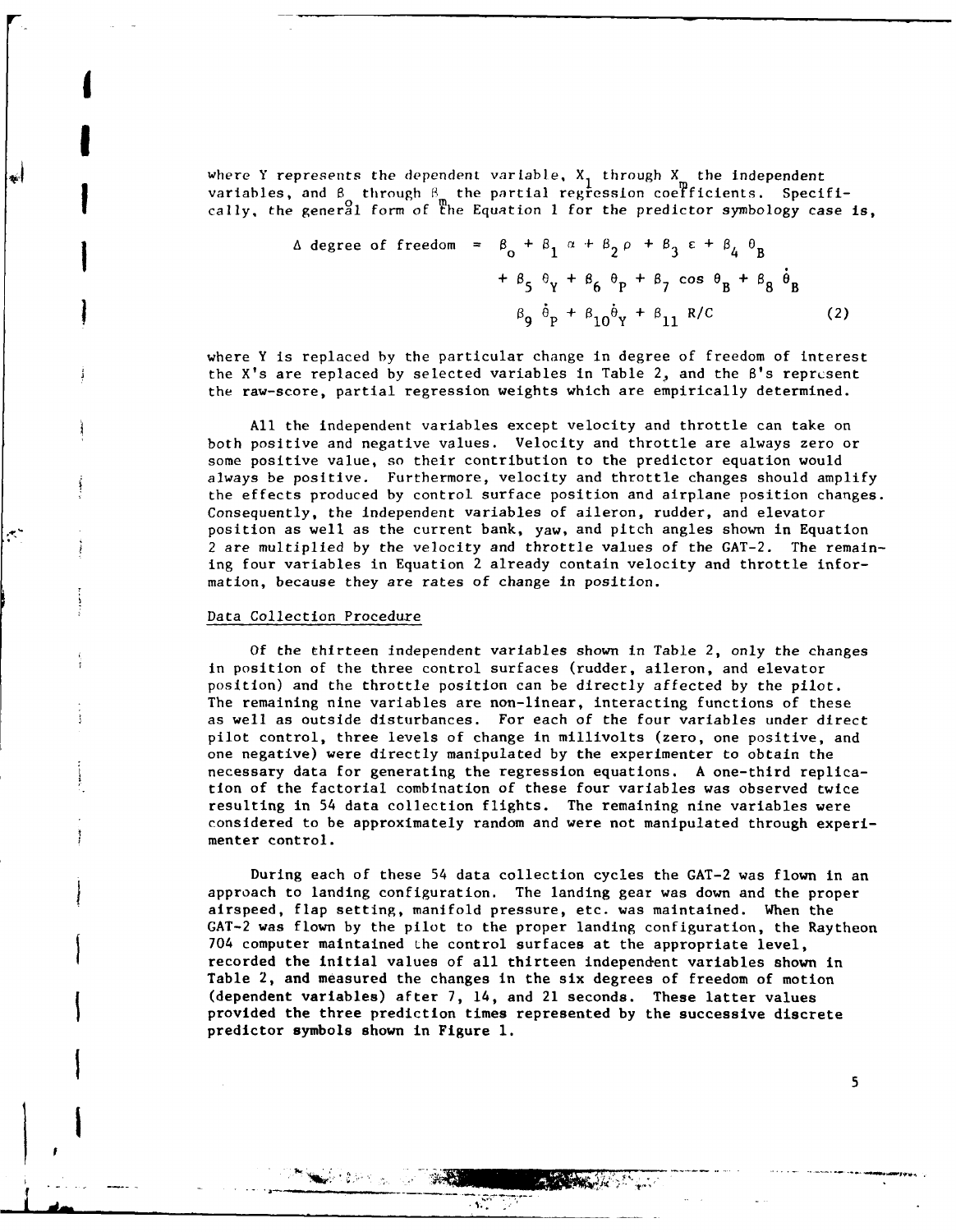where Y represents the dependent variable, $X_1$ through $X_m$ the independent variables, and $\beta_o$ through $\beta_m$ the partial regression coefficients. Specifically, the general form of the Equation 1 for the predictor symbology case is,

$$\Delta \text{ degree of freedom } = \beta_o + \beta_1 \alpha + \beta_2 \rho + \beta_3 \varepsilon + \beta_4 \theta_B + \beta_5 \theta_Y + \beta_6 \theta_P + \beta_7 \cos \theta_B + \beta_8 \dot{\theta}_B$$
$$\beta_9 \dot{\theta}_P + \beta_{10} \dot{\theta}_Y + \beta_{11} \text{ R/C} \qquad (2)$$

where Y is replaced by the particular change in degree of freedom of interest the X's are replaced by selected variables in Table 2, and the β's represent the raw-score, partial regression weights which are empirically determined.

All the independent variables except velocity and throttle can take on both positive and negative values. Velocity and throttle are always zero or some positive value, so their contribution to the predictor equation would always be positive. Furthermore, velocity and throttle changes should amplify the effects produced by control surface position and airplane position changes. Consequently, the independent variables of aileron, rudder, and elevator position as well as the current bank, yaw, and pitch angles shown in Equation 2 are multiplied by the velocity and throttle values of the GAT-2. The remaining four variables in Equation 2 already contain velocity and throttle information, because they are rates of change in position.

## Data Collection Procedure

Of the thirteen independent variables shown in Table 2, only the changes in position of the three control surfaces (rudder, aileron, and elevator position) and the throttle position can be directly affected by the pilot. The remaining nine variables are non-linear, interacting functions of these as well as outside disturbances. For each of the four variables under direct pilot control, three levels of change in millivolts (zero, one positive, and one negative) were directly manipulated by the experimenter to obtain the necessary data for generating the regression equations. A one-third replication of the factorial combination of these four variables was observed twice resulting in 54 data collection flights. The remaining nine variables were considered to be approximately random and were not manipulated through experimenter control.

During each of these 54 data collection cycles the GAT-2 was flown in an approach to landing configuration. The landing gear was down and the proper airspeed, flap setting, manifold pressure, etc. was maintained. When the GAT-2 was flown by the pilot to the proper landing configuration, the Raytheon 704 computer maintained the control surfaces at the appropriate level, recorded the initial values of all thirteen independent variables shown in Table 2, and measured the changes in the six degrees of freedom of motion (dependent variables) after 7, 14, and 21 seconds. These latter values provided the three prediction times represented by the successive discrete predictor symbols shown in Figure 1.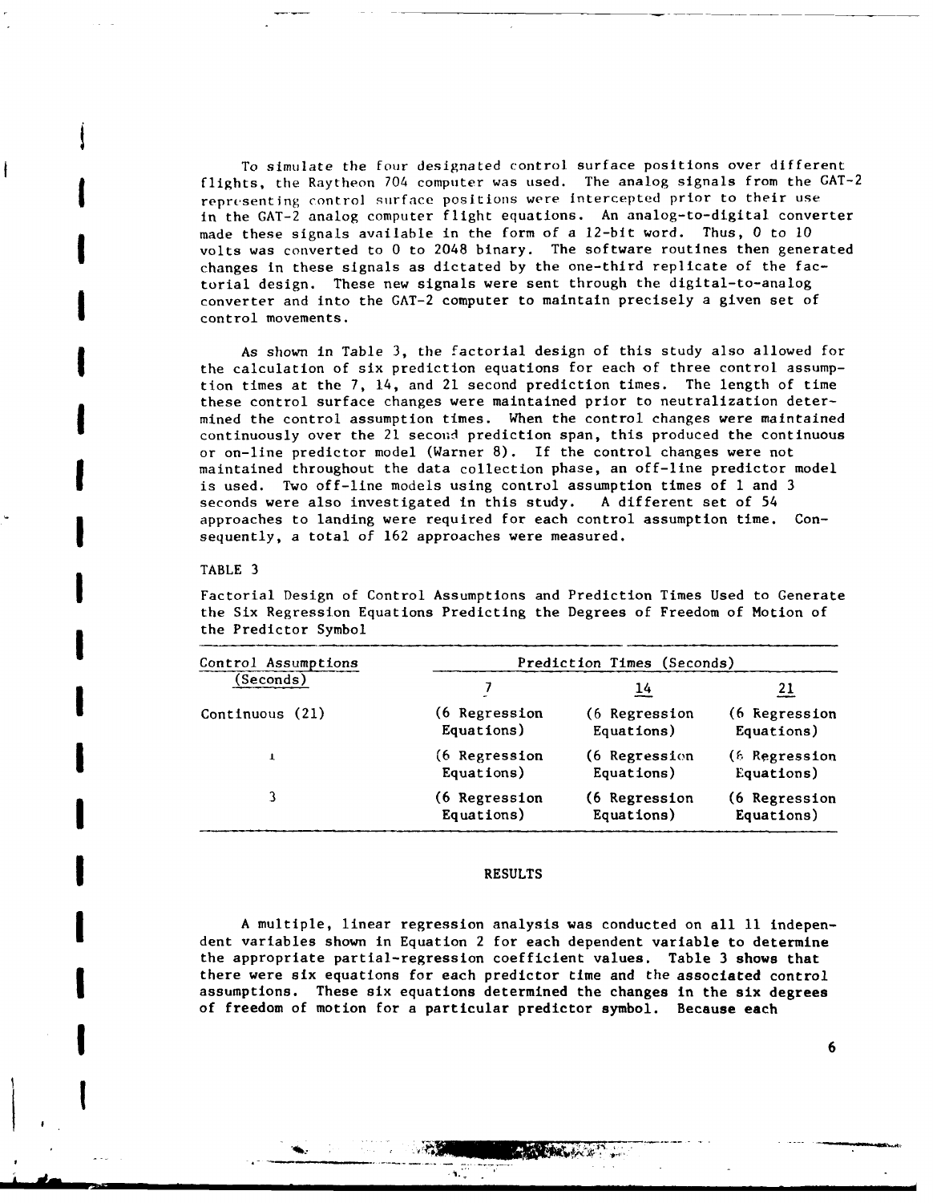To simulate the four designated control surface positions over different flights, the Raytheon 704 computer was used. The analog signals from the GAT-2 representing control surface positions were intercepted prior to their use in the GAT-2 analog computer flight equations. An analog-to-digital converter made these signals available in the form of a 12-bit word. Thus, 0 to 10 volts was converted to 0 to 2048 binary. The software routines then generated changes in these signals as dictated by the one-third replicate of the factorial design. These new signals were sent through the digital-to-analog converter and into the GAT-2 computer to maintain precisely a given set of control movements.

As shown in Table 3, the factorial design of this study also allowed for the calculation of six prediction equations for each of three control assumption times at the 7, 14, and 21 second prediction times. The length of time these control surface changes were maintained prior to neutralization determined the control assumption times. When the control changes were maintained continuously over the 21 second prediction span, this produced the continuous or on-line predictor model (Warner 8). If the control changes were not maintained throughout the data collection phase, an off-line predictor model is used. Two off-line models using control assumption times of 1 and 3 seconds were also investigated in this study. A different set of 54 approaches to landing were required for each control assumption time. Consequently, a total of 162 approaches were measured.

TABLE 3

Factorial Design of Control Assumptions and Prediction Times Used to Generate the Six Regression Equations Predicting the Degrees of Freedom of Motion of the Predictor Symbol

| Control Assumptions (Seconds) | Prediction Times (Seconds) | | |
|---|---|---|---|
| | 7 | 14 | 21 |
| Continuous (21) | (6 Regression Equations) | (6 Regression Equations) | (6 Regression Equations) |
| 1 | (6 Regression Equations) | (6 Regression Equations) | (6 Regression Equations) |
| 3 | (6 Regression Equations) | (6 Regression Equations) | (6 Regression Equations) |

## RESULTS

A multiple, linear regression analysis was conducted on all 11 independent variables shown in Equation 2 for each dependent variable to determine the appropriate partial-regression coefficient values. Table 3 shows that there were six equations for each predictor time and the associated control assumptions. These six equations determined the changes in the six degrees of freedom of motion for a particular predictor symbol. Because each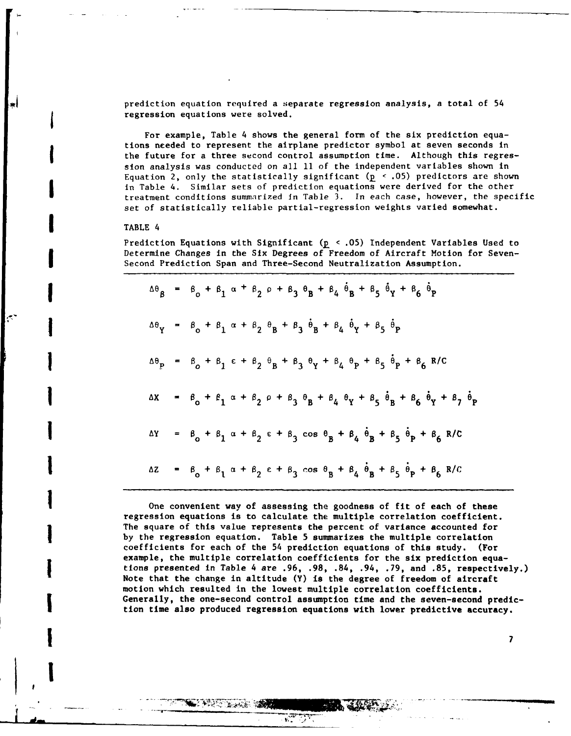prediction equation required a separate regression analysis, a total of 54 regression equations were solved.

For example, Table 4 shows the general form of the six prediction equations needed to represent the airplane predictor symbol at seven seconds in the future for a three second control assumption time. Although this regression analysis was conducted on all 11 of the independent variables shown in Equation 2, only the statistically significant ($p < .05$) predictors are shown in Table 4. Similar sets of prediction equations were derived for the other treatment conditions summarized in Table 3. In each case, however, the specific set of statistically reliable partial-regression weights varied somewhat.

TABLE 4

Prediction Equations with Significant ($p < .05$) Independent Variables Used to Determine Changes in the Six Degrees of Freedom of Aircraft Motion for Seven-Second Prediction Span and Three-Second Neutralization Assumption.

$$\Delta\theta_\beta = \beta_o + \beta_1 \alpha + \beta_2 \rho + \beta_3 \theta_B + \beta_4 \dot{\theta}_B + \beta_5 \dot{\theta}_Y + \beta_6 \dot{\theta}_P$$

$$\Delta\theta_Y = \beta_o + \beta_1 \alpha + \beta_2 \theta_B + \beta_3 \dot{\theta}_B + \beta_4 \dot{\theta}_Y + \beta_5 \dot{\theta}_P$$

$$\Delta\theta_P = \beta_o + \beta_1 \varepsilon + \beta_2 \theta_B + \beta_3 \theta_Y + \beta_4 \theta_P + \beta_5 \dot{\theta}_P + \beta_6 \, R/C$$

$$\Delta X = \beta_o + \beta_1 \alpha + \beta_2 \rho + \beta_3 \theta_B + \beta_4 \theta_Y + \beta_5 \dot{\theta}_B + \beta_6 \dot{\theta}_Y + \beta_7 \dot{\theta}_P$$

$$\Delta Y = \beta_o + \beta_1 \alpha + \beta_2 \varepsilon + \beta_3 \cos \theta_B + \beta_4 \dot{\theta}_B + \beta_5 \dot{\theta}_P + \beta_6 \, R/C$$

$$\Delta Z = \beta_o + \beta_1 \alpha + \beta_2 \varepsilon + \beta_3 \cos \theta_B + \beta_4 \dot{\theta}_B + \beta_5 \dot{\theta}_P + \beta_6 \, R/C$$

One convenient way of assessing the goodness of fit of each of these regression equations is to calculate the multiple correlation coefficient. The square of this value represents the percent of variance accounted for by the regression equation. Table 5 summarizes the multiple correlation coefficients for each of the 54 prediction equations of this study. (For example, the multiple correlation coefficients for the six prediction equations presented in Table 4 are .96, .98, .84, .94, .79, and .85, respectively.) Note that the change in altitude (Y) is the degree of freedom of aircraft motion which resulted in the lowest multiple correlation coefficients. Generally, the one-second control assumption time and the seven-second prediction time also produced regression equations with lower predictive accuracy.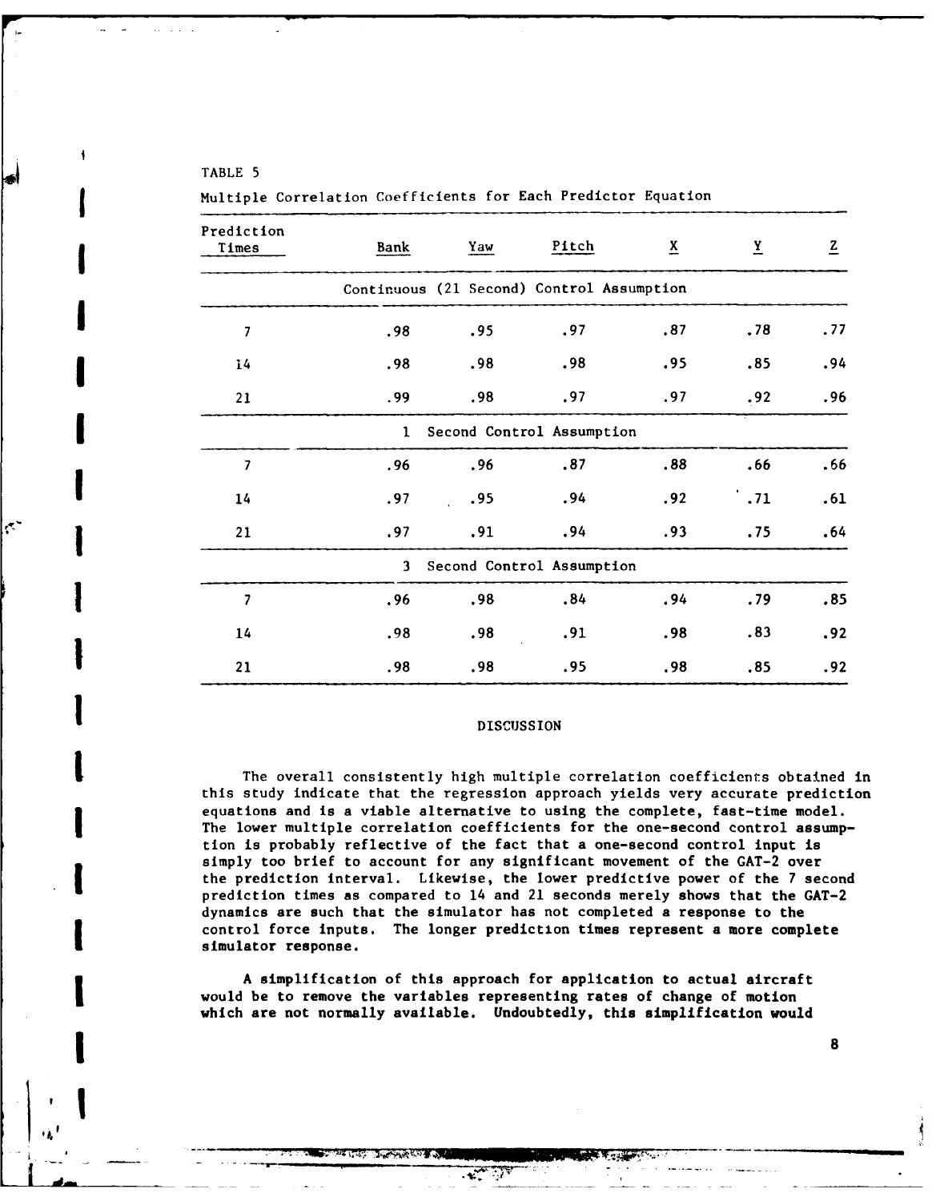TABLE 5

Multiple Correlation Coefficients for Each Predictor Equation

| Prediction Times | Bank | Yaw | Pitch | X | Y | Z |
|---|---|---|---|---|---|---|
| Continuous (21 Second) Control Assumption | | | | | | |
| 7 | .98 | .95 | .97 | .87 | .78 | .77 |
| 14 | .98 | .98 | .98 | .95 | .85 | .94 |
| 21 | .99 | .98 | .97 | .97 | .92 | .96 |
| 1 Second Control Assumption | | | | | | |
| 7 | .96 | .96 | .87 | .88 | .66 | .66 |
| 14 | .97 | .95 | .94 | .92 | .71 | .61 |
| 21 | .97 | .91 | .94 | .93 | .75 | .64 |
| 3 Second Control Assumption | | | | | | |
| 7 | .96 | .98 | .84 | .94 | .79 | .85 |
| 14 | .98 | .98 | .91 | .98 | .83 | .92 |
| 21 | .98 | .98 | .95 | .98 | .85 | .92 |

## DISCUSSION

The overall consistently high multiple correlation coefficients obtained in this study indicate that the regression approach yields very accurate prediction equations and is a viable alternative to using the complete, fast-time model. The lower multiple correlation coefficients for the one-second control assumption is probably reflective of the fact that a one-second control input is simply too brief to account for any significant movement of the GAT-2 over the prediction interval. Likewise, the lower predictive power of the 7 second prediction times as compared to 14 and 21 seconds merely shows that the GAT-2 dynamics are such that the simulator has not completed a response to the control force inputs. The longer prediction times represent a more complete simulator response.

A simplification of this approach for application to actual aircraft would be to remove the variables representing rates of change of motion which are not normally available. Undoubtedly, this simplification would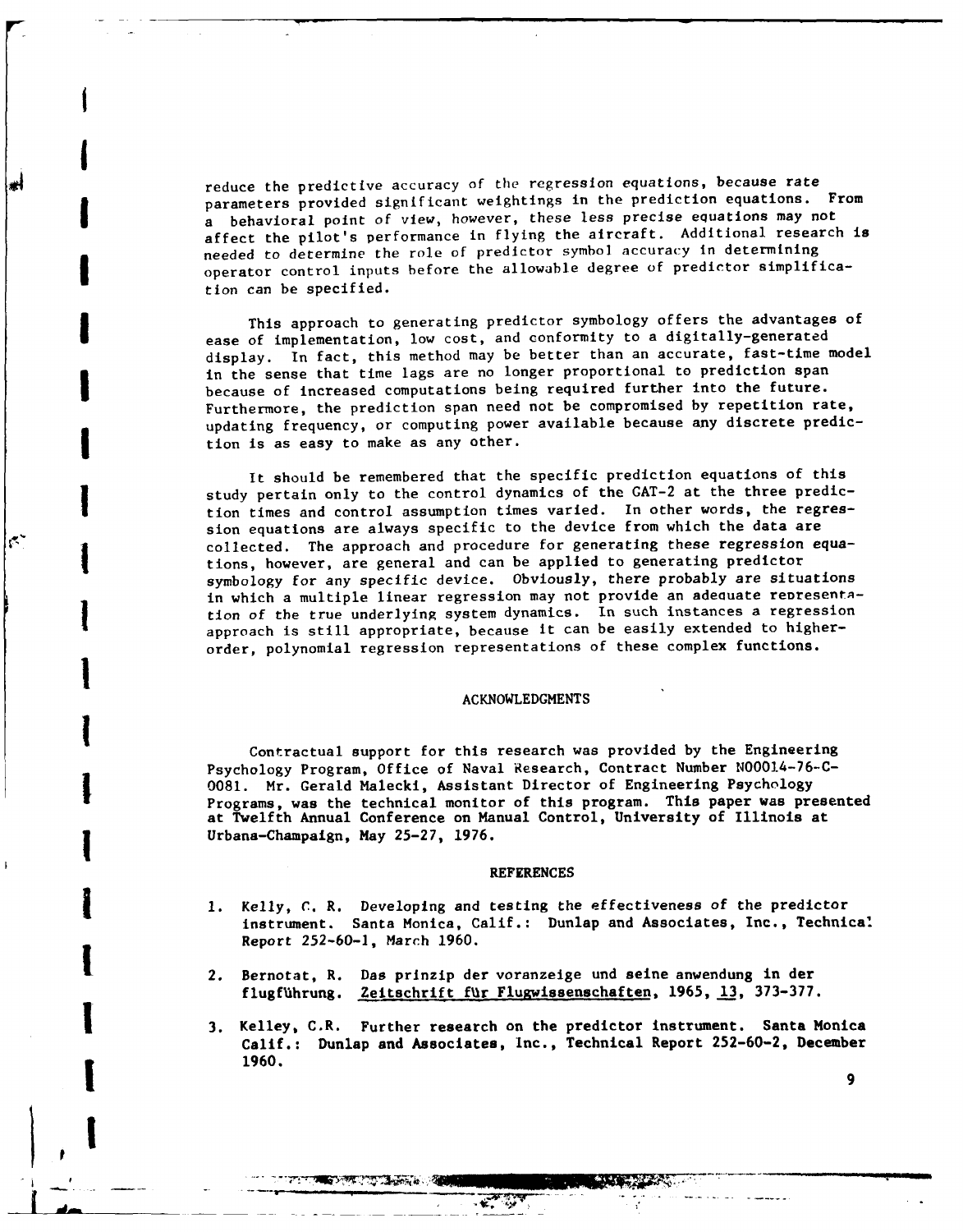reduce the predictive accuracy of the regression equations, because rate parameters provided significant weightings in the prediction equations. From a behavioral point of view, however, these less precise equations may not affect the pilot's performance in flying the aircraft. Additional research is needed to determine the role of predictor symbol accuracy in determining operator control inputs before the allowable degree of predictor simplification can be specified.

This approach to generating predictor symbology offers the advantages of ease of implementation, low cost, and conformity to a digitally-generated display. In fact, this method may be better than an accurate, fast-time model in the sense that time lags are no longer proportional to prediction span because of increased computations being required further into the future. Furthermore, the prediction span need not be compromised by repetition rate, updating frequency, or computing power available because any discrete prediction is as easy to make as any other.

It should be remembered that the specific prediction equations of this study pertain only to the control dynamics of the GAT-2 at the three prediction times and control assumption times varied. In other words, the regression equations are always specific to the device from which the data are collected. The approach and procedure for generating these regression equations, however, are general and can be applied to generating predictor symbology for any specific device. Obviously, there probably are situations in which a multiple linear regression may not provide an adequate representation of the true underlying system dynamics. In such instances a regression approach is still appropriate, because it can be easily extended to higher-order, polynomial regression representations of these complex functions.

## ACKNOWLEDGMENTS

Contractual support for this research was provided by the Engineering Psychology Program, Office of Naval Research, Contract Number N00014-76-C-0081. Mr. Gerald Malecki, Assistant Director of Engineering Psychology Programs, was the technical monitor of this program. This paper was presented at Twelfth Annual Conference on Manual Control, University of Illinois at Urbana-Champaign, May 25-27, 1976.

## REFERENCES

1. Kelly, C. R. Developing and testing the effectiveness of the predictor instrument. Santa Monica, Calif.: Dunlap and Associates, Inc., Technical Report 252-60-1, March 1960.

2. Bernotat, R. Das prinzip der voranzeige und seine anwendung in der flugführung. Zeitschrift für Flugwissenschaften, 1965, 13, 373-377.

3. Kelley, C.R. Further research on the predictor instrument. Santa Monica Calif.: Dunlap and Associates, Inc., Technical Report 252-60-2, December 1960.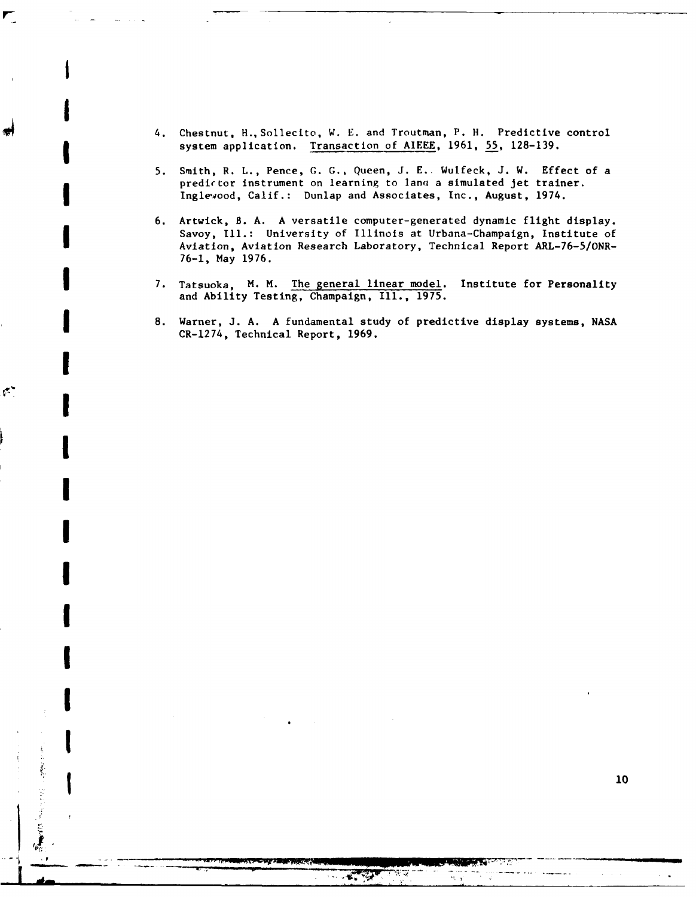4. Chestnut, H., Sollecito, W. E. and Troutman, P. H. Predictive control system application. Transaction of AIEEE, 1961, 55, 128-139.

5. Smith, R. L., Pence, G. G., Queen, J. E. Wulfeck, J. W. Effect of a predictor instrument on learning to land a simulated jet trainer. Inglewood, Calif.: Dunlap and Associates, Inc., August, 1974.

6. Artwick, B. A. A versatile computer-generated dynamic flight display. Savoy, Ill.: University of Illinois at Urbana-Champaign, Institute of Aviation, Aviation Research Laboratory, Technical Report ARL-76-5/ONR-76-1, May 1976.

7. Tatsuoka, M. M. The general linear model. Institute for Personality and Ability Testing, Champaign, Ill., 1975.

8. Warner, J. A. A fundamental study of predictive display systems, NASA CR-1274, Technical Report, 1969.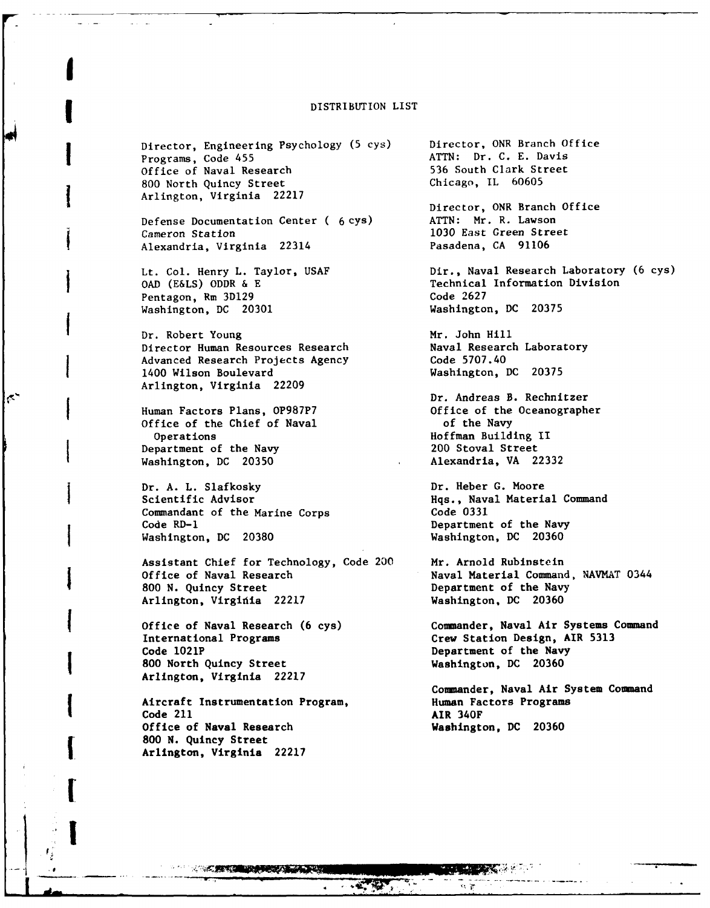# DISTRIBUTION LIST

Director, Engineering Psychology (5 cys)
Programs, Code 455
Office of Naval Research
800 North Quincy Street
Arlington, Virginia 22217

Defense Documentation Center ( 6 cys)
Cameron Station
Alexandria, Virginia 22314

Lt. Col. Henry L. Taylor, USAF
OAD (E&LS) ODDR & E
Pentagon, Rm 3D129
Washington, DC 20301

Dr. Robert Young
Director Human Resources Research
Advanced Research Projects Agency
1400 Wilson Boulevard
Arlington, Virginia 22209

Human Factors Plans, OP987P7
Office of the Chief of Naval
  Operations
Department of the Navy
Washington, DC 20350

Dr. A. L. Slafkosky
Scientific Advisor
Commandant of the Marine Corps
Code RD-1
Washington, DC 20380

Assistant Chief for Technology, Code 200
Office of Naval Research
800 N. Quincy Street
Arlington, Virginia 22217

Office of Naval Research (6 cys)
International Programs
Code 1021P
800 North Quincy Street
Arlington, Virginia 22217

Aircraft Instrumentation Program,
Code 211
Office of Naval Research
800 N. Quincy Street
Arlington, Virginia 22217

Director, ONR Branch Office
ATTN: Dr. C. E. Davis
536 South Clark Street
Chicago, IL 60605

Director, ONR Branch Office
ATTN: Mr. R. Lawson
1030 East Green Street
Pasadena, CA 91106

Dir., Naval Research Laboratory (6 cys)
Technical Information Division
Code 2627
Washington, DC 20375

Mr. John Hill
Naval Research Laboratory
Code 5707.40
Washington, DC 20375

Dr. Andreas B. Rechnitzer
Office of the Oceanographer
  of the Navy
Hoffman Building II
200 Stoval Street
Alexandria, VA 22332

Dr. Heber G. Moore
Hqs., Naval Material Command
Code 0331
Department of the Navy
Washington, DC 20360

Mr. Arnold Rubinstein
Naval Material Command, NAVMAT 0344
Department of the Navy
Washington, DC 20360

Commander, Naval Air Systems Command
Crew Station Design, AIR 5313
Department of the Navy
Washington, DC 20360

Commander, Naval Air System Command
Human Factors Programs
AIR 340F
Washington, DC 20360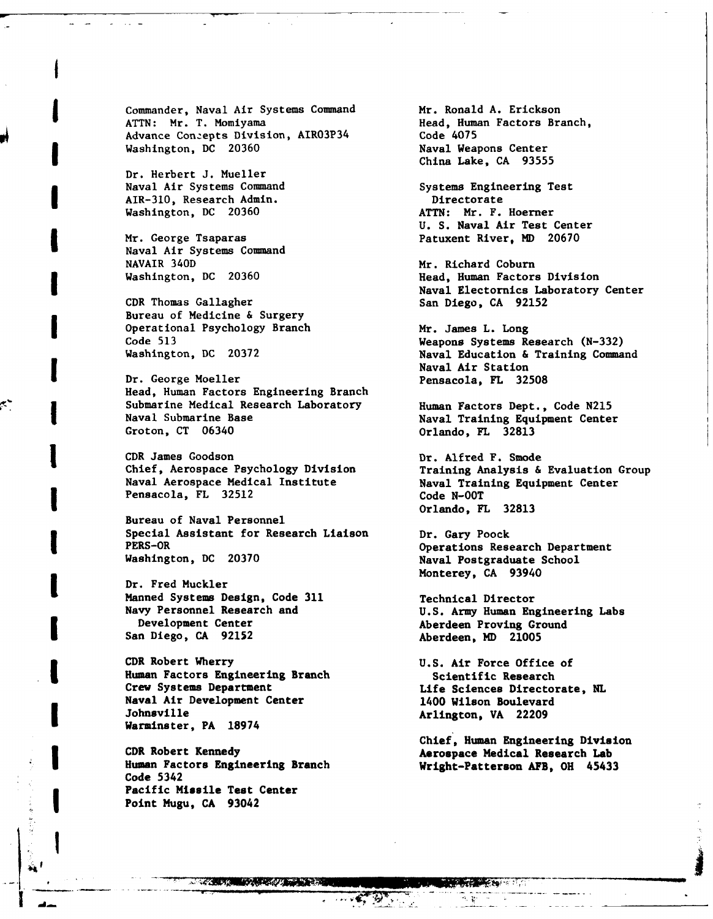Commander, Naval Air Systems Command
ATTN: Mr. T. Momiyama
Advance Concepts Division, AIR03P34
Washington, DC 20360

Dr. Herbert J. Mueller
Naval Air Systems Command
AIR-310, Research Admin.
Washington, DC 20360

Mr. George Tsaparas
Naval Air Systems Command
NAVAIR 340D
Washington, DC 20360

CDR Thomas Gallagher
Bureau of Medicine & Surgery
Operational Psychology Branch
Code 513
Washington, DC 20372

Dr. George Moeller
Head, Human Factors Engineering Branch
Submarine Medical Research Laboratory
Naval Submarine Base
Groton, CT 06340

CDR James Goodson
Chief, Aerospace Psychology Division
Naval Aerospace Medical Institute
Pensacola, FL 32512

Bureau of Naval Personnel
Special Assistant for Research Liaison
PERS-OR
Washington, DC 20370

Dr. Fred Muckler
Manned Systems Design, Code 311
Navy Personnel Research and
Development Center
San Diego, CA 92152

CDR Robert Wherry
Human Factors Engineering Branch
Crew Systems Department
Naval Air Development Center
Johnsville
Warminster, PA 18974

CDR Robert Kennedy
Human Factors Engineering Branch
Code 5342
Pacific Missile Test Center
Point Mugu, CA 93042

Mr. Ronald A. Erickson
Head, Human Factors Branch,
Code 4075
Naval Weapons Center
China Lake, CA 93555

Systems Engineering Test
Directorate
ATTN: Mr. F. Hoerner
U. S. Naval Air Test Center
Patuxent River, MD 20670

Mr. Richard Coburn
Head, Human Factors Division
Naval Electornics Laboratory Center
San Diego, CA 92152

Mr. James L. Long
Weapons Systems Research (N-332)
Naval Education & Training Command
Naval Air Station
Pensacola, FL 32508

Human Factors Dept., Code N215
Naval Training Equipment Center
Orlando, FL 32813

Dr. Alfred F. Smode
Training Analysis & Evaluation Group
Naval Training Equipment Center
Code N-OOT
Orlando, FL 32813

Dr. Gary Poock
Operations Research Department
Naval Postgraduate School
Monterey, CA 93940

Technical Director
U.S. Army Human Engineering Labs
Aberdeen Proving Ground
Aberdeen, MD 21005

U.S. Air Force Office of
Scientific Research
Life Sciences Directorate, NL
1400 Wilson Boulevard
Arlington, VA 22209

Chief, Human Engineering Division
Aerospace Medical Research Lab
Wright-Patterson AFB, OH 45433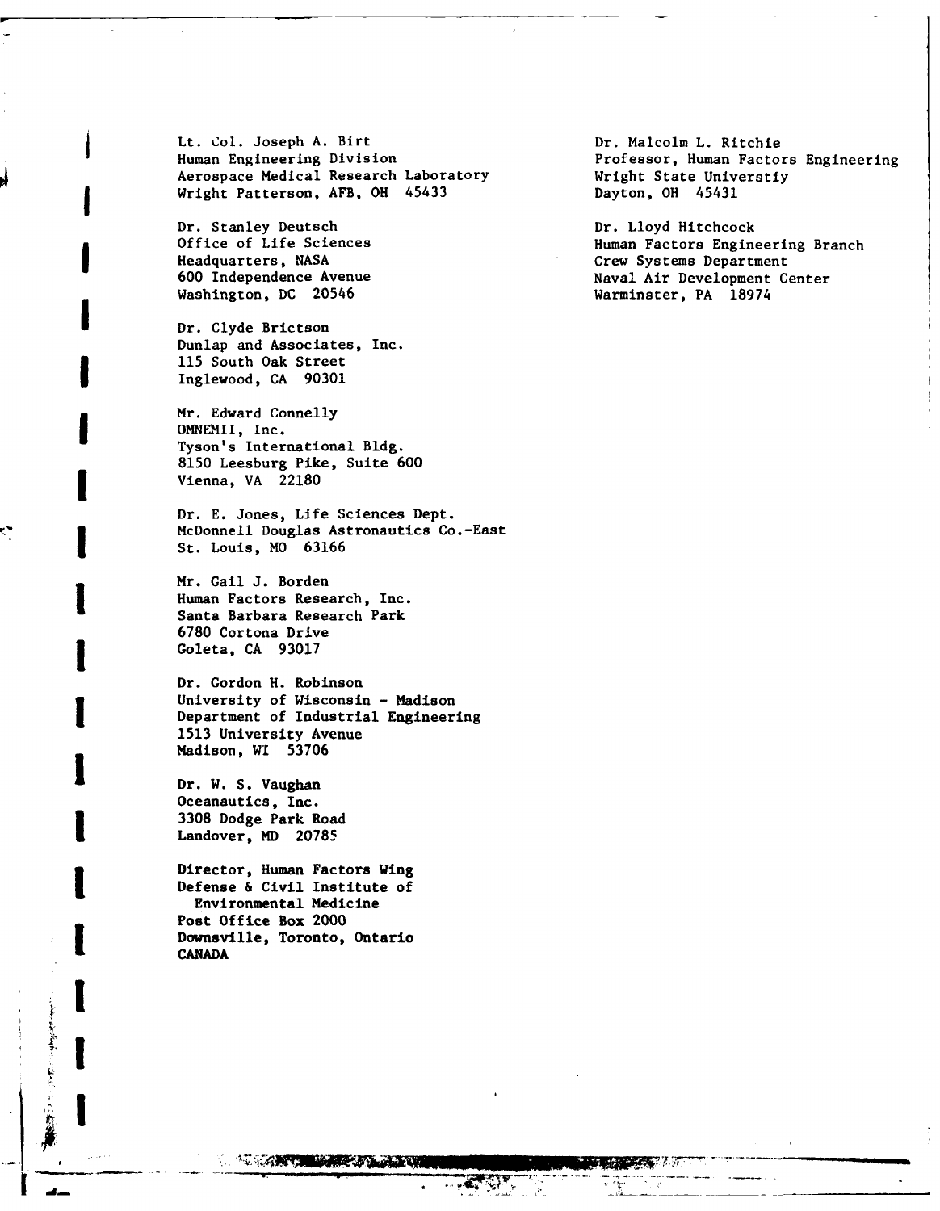Lt. Col. Joseph A. Birt
Human Engineering Division
Aerospace Medical Research Laboratory
Wright Patterson, AFB, OH 45433

Dr. Stanley Deutsch
Office of Life Sciences
Headquarters, NASA
600 Independence Avenue
Washington, DC 20546

Dr. Clyde Brictson
Dunlap and Associates, Inc.
115 South Oak Street
Inglewood, CA 90301

Mr. Edward Connelly
OMNEMII, Inc.
Tyson's International Bldg.
8150 Leesburg Pike, Suite 600
Vienna, VA 22180

Dr. E. Jones, Life Sciences Dept.
McDonnell Douglas Astronautics Co.-East
St. Louis, MO 63166

Mr. Gail J. Borden
Human Factors Research, Inc.
Santa Barbara Research Park
6780 Cortona Drive
Goleta, CA 93017

Dr. Gordon H. Robinson
University of Wisconsin - Madison
Department of Industrial Engineering
1513 University Avenue
Madison, WI 53706

Dr. W. S. Vaughan
Oceanautics, Inc.
3308 Dodge Park Road
Landover, MD 20785

**Director, Human Factors Wing**
**Defense & Civil Institute of**
**Environmental Medicine**
**Post Office Box 2000**
**Downsville, Toronto, Ontario**
**CANADA**

Dr. Malcolm L. Ritchie
Professor, Human Factors Engineering
Wright State Universtiy
Dayton, OH 45431

Dr. Lloyd Hitchcock
Human Factors Engineering Branch
Crew Systems Department
Naval Air Development Center
Warminster, PA 18974